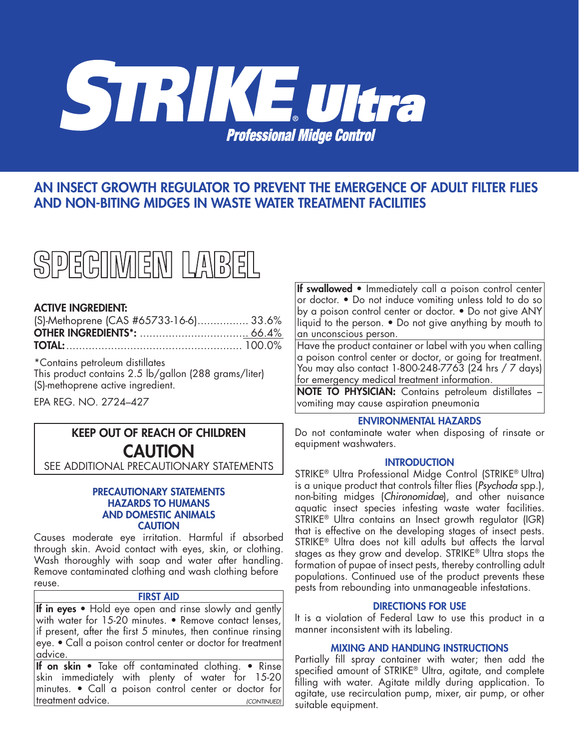# STRIKE® Ultra

## Professional Midge Control

## AN INSECT GROWTH REGULATOR TO PREVENT THE EMERGENCE OF ADULT FILTER FLIES AND NON-BITING MIDGES IN WASTE WATER TREATMENT FACILITIES

# SPECIMEN LABEL

**ACTIVE INGREDIENT:**

| | |
|---|---|
| (S)-Methoprene (CAS #65733-16-6) | 33.6% |
| **OTHER INGREDIENTS*:** | 66.4% |
| **TOTAL:** | 100.0% |

*Contains petroleum distillates
This product contains 2.5 lb/gallon (288 grams/liter) (S)-methoprene active ingredient.

EPA REG. NO. 2724–427

**KEEP OUT OF REACH OF CHILDREN**

**CAUTION**

SEE ADDITIONAL PRECAUTIONARY STATEMENTS

### PRECAUTIONARY STATEMENTS HAZARDS TO HUMANS AND DOMESTIC ANIMALS CAUTION

Causes moderate eye irritation. Harmful if absorbed through skin. Avoid contact with eyes, skin, or clothing. Wash thoroughly with soap and water after handling. Remove contaminated clothing and wash clothing before reuse.

### FIRST AID

**If in eyes** • Hold eye open and rinse slowly and gently with water for 15-20 minutes. • Remove contact lenses, if present, after the first 5 minutes, then continue rinsing eye. • Call a poison control center or doctor for treatment advice.

**If on skin** • Take off contaminated clothing. • Rinse skin immediately with plenty of water for 15-20 minutes. • Call a poison control center or doctor for treatment advice. *(CONTINUED)*

**If swallowed** • Immediately call a poison control center or doctor. • Do not induce vomiting unless told to do so by a poison control center or doctor. • Do not give ANY liquid to the person. • Do not give anything by mouth to an unconscious person.

Have the product container or label with you when calling a poison control center or doctor, or going for treatment. You may also contact 1-800-248-7763 (24 hrs / 7 days) for emergency medical treatment information.

**NOTE TO PHYSICIAN:** Contains petroleum distillates – vomiting may cause aspiration pneumonia

### ENVIRONMENTAL HAZARDS

Do not contaminate water when disposing of rinsate or equipment washwaters.

### INTRODUCTION

STRIKE® Ultra Professional Midge Control (STRIKE® Ultra) is a unique product that controls filter flies (*Psychoda* spp.), non-biting midges (*Chironomidae*), and other nuisance aquatic insect species infesting waste water facilities. STRIKE® Ultra contains an Insect growth regulator (IGR) that is effective on the developing stages of insect pests. STRIKE® Ultra does not kill adults but affects the larval stages as they grow and develop. STRIKE® Ultra stops the formation of pupae of insect pests, thereby controlling adult populations. Continued use of the product prevents these pests from rebounding into unmanageable infestations.

### DIRECTIONS FOR USE

It is a violation of Federal Law to use this product in a manner inconsistent with its labeling.

### MIXING AND HANDLING INSTRUCTIONS

Partially fill spray container with water; then add the specified amount of STRIKE® Ultra, agitate, and complete filling with water. Agitate mildly during application. To agitate, use recirculation pump, mixer, air pump, or other suitable equipment.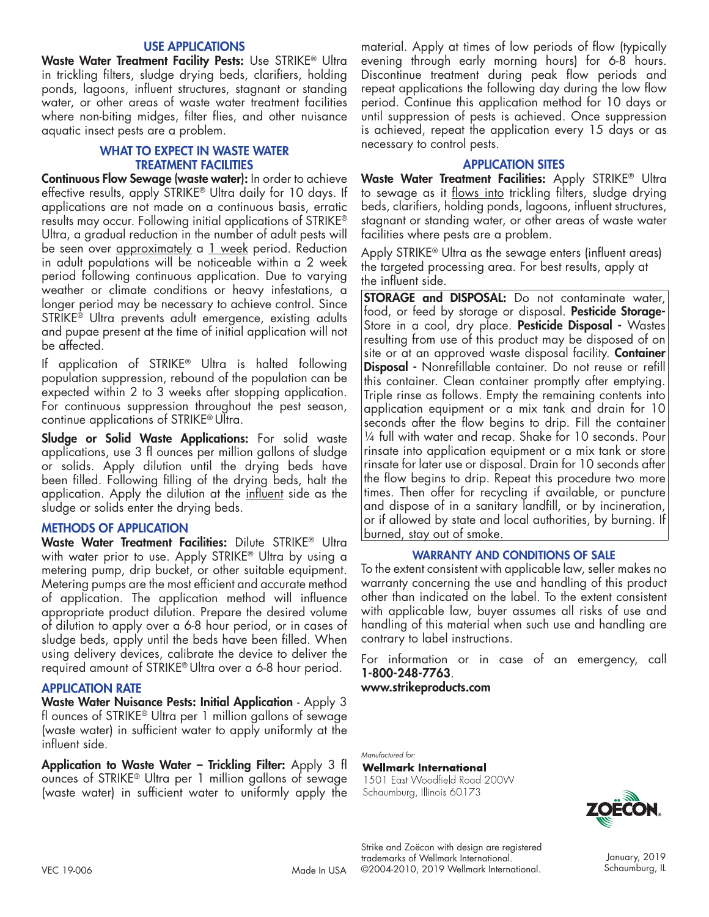## USE APPLICATIONS

**Waste Water Treatment Facility Pests:** Use STRIKE® Ultra in trickling filters, sludge drying beds, clarifiers, holding ponds, lagoons, influent structures, stagnant or standing water, or other areas of waste water treatment facilities where non-biting midges, filter flies, and other nuisance aquatic insect pests are a problem.

## WHAT TO EXPECT IN WASTE WATER TREATMENT FACILITIES

**Continuous Flow Sewage (waste water):** In order to achieve effective results, apply STRIKE® Ultra daily for 10 days. If applications are not made on a continuous basis, erratic results may occur. Following initial applications of STRIKE® Ultra, a gradual reduction in the number of adult pests will be seen over approximately a 1 week period. Reduction in adult populations will be noticeable within a 2 week period following continuous application. Due to varying weather or climate conditions or heavy infestations, a longer period may be necessary to achieve control. Since STRIKE® Ultra prevents adult emergence, existing adults and pupae present at the time of initial application will not be affected.

If application of STRIKE® Ultra is halted following population suppression, rebound of the population can be expected within 2 to 3 weeks after stopping application. For continuous suppression throughout the pest season, continue applications of STRIKE® Ultra.

**Sludge or Solid Waste Applications:** For solid waste applications, use 3 fl ounces per million gallons of sludge or solids. Apply dilution until the drying beds have been filled. Following filling of the drying beds, halt the application. Apply the dilution at the influent side as the sludge or solids enter the drying beds.

## METHODS OF APPLICATION

**Waste Water Treatment Facilities:** Dilute STRIKE® Ultra with water prior to use. Apply STRIKE® Ultra by using a metering pump, drip bucket, or other suitable equipment. Metering pumps are the most efficient and accurate method of application. The application method will influence appropriate product dilution. Prepare the desired volume of dilution to apply over a 6-8 hour period, or in cases of sludge beds, apply until the beds have been filled. When using delivery devices, calibrate the device to deliver the required amount of STRIKE® Ultra over a 6-8 hour period.

## APPLICATION RATE

**Waste Water Nuisance Pests: Initial Application** - Apply 3 fl ounces of STRIKE® Ultra per 1 million gallons of sewage (waste water) in sufficient water to apply uniformly at the influent side.

**Application to Waste Water – Trickling Filter:** Apply 3 fl ounces of STRIKE® Ultra per 1 million gallons of sewage (waste water) in sufficient water to uniformly apply the material. Apply at times of low periods of flow (typically evening through early morning hours) for 6-8 hours. Discontinue treatment during peak flow periods and repeat applications the following day during the low flow period. Continue this application method for 10 days or until suppression of pests is achieved. Once suppression is achieved, repeat the application every 15 days or as necessary to control pests.

## APPLICATION SITES

**Waste Water Treatment Facilities:** Apply STRIKE® Ultra to sewage as it flows into trickling filters, sludge drying beds, clarifiers, holding ponds, lagoons, influent structures, stagnant or standing water, or other areas of waste water facilities where pests are a problem.

Apply STRIKE® Ultra as the sewage enters (influent areas) the targeted processing area. For best results, apply at the influent side.

**STORAGE and DISPOSAL:** Do not contaminate water, food, or feed by storage or disposal. **Pesticide Storage-** Store in a cool, dry place. **Pesticide Disposal -** Wastes resulting from use of this product may be disposed of on site or at an approved waste disposal facility. **Container Disposal -** Nonrefillable container. Do not reuse or refill this container. Clean container promptly after emptying. Triple rinse as follows. Empty the remaining contents into application equipment or a mix tank and drain for 10 seconds after the flow begins to drip. Fill the container ¼ full with water and recap. Shake for 10 seconds. Pour rinsate into application equipment or a mix tank or store rinsate for later use or disposal. Drain for 10 seconds after the flow begins to drip. Repeat this procedure two more times. Then offer for recycling if available, or puncture and dispose of in a sanitary landfill, or by incineration, or if allowed by state and local authorities, by burning. If burned, stay out of smoke.

## WARRANTY AND CONDITIONS OF SALE

To the extent consistent with applicable law, seller makes no warranty concerning the use and handling of this product other than indicated on the label. To the extent consistent with applicable law, buyer assumes all risks of use and handling of this material when such use and handling are contrary to label instructions.

For information or in case of an emergency, call **1-800-248-7763**.
**www.strikeproducts.com**

*Manufactured for:*
**Wellmark International**
1501 East Woodfield Road 200W
Schaumburg, Illinois 60173

ZOËCON®

VEC 19-006

Made In USA

Strike and Zoëcon with design are registered trademarks of Wellmark International.
©2004-2010, 2019 Wellmark International.

January, 2019
Schaumburg, IL